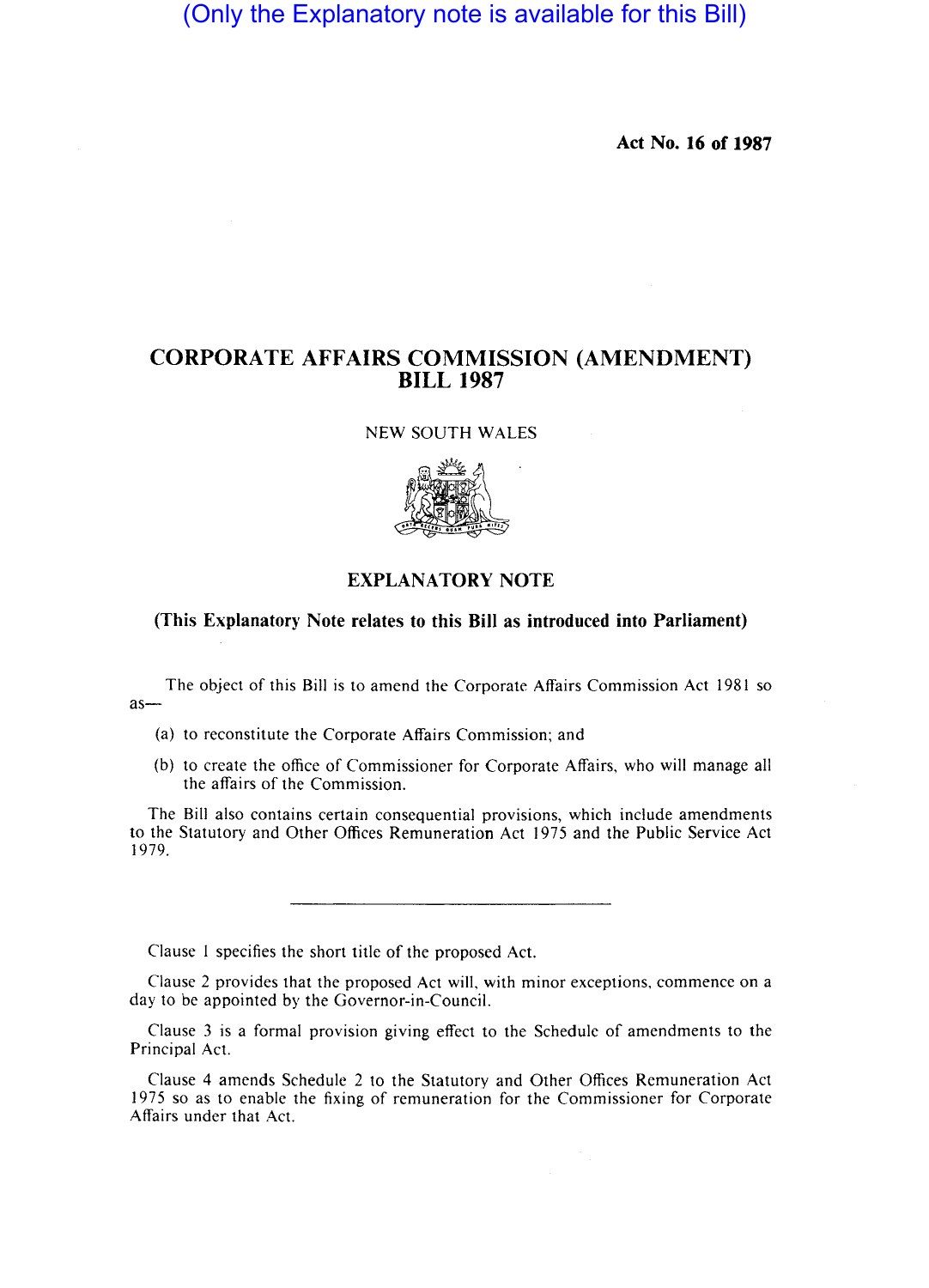(Only the Explanatory note is available for this Bill)

**Act No. 16 of 1987**

# CORPORATE AFFAIRS COMMISSION (AMENDMENT) BILL 1987

NEW SOUTH WALES

## EXPLANATORY NOTE

**(This Explanatory Note relates to this Bill as introduced into Parliament)**

The object of this Bill is to amend the Corporate Affairs Commission Act 1981 so as—

(a) to reconstitute the Corporate Affairs Commission; and

(b) to create the office of Commissioner for Corporate Affairs, who will manage all the affairs of the Commission.

The Bill also contains certain consequential provisions, which include amendments to the Statutory and Other Offices Remuneration Act 1975 and the Public Service Act 1979.

---

Clause 1 specifies the short title of the proposed Act.

Clause 2 provides that the proposed Act will, with minor exceptions, commence on a day to be appointed by the Governor-in-Council.

Clause 3 is a formal provision giving effect to the Schedule of amendments to the Principal Act.

Clause 4 amends Schedule 2 to the Statutory and Other Offices Remuneration Act 1975 so as to enable the fixing of remuneration for the Commissioner for Corporate Affairs under that Act.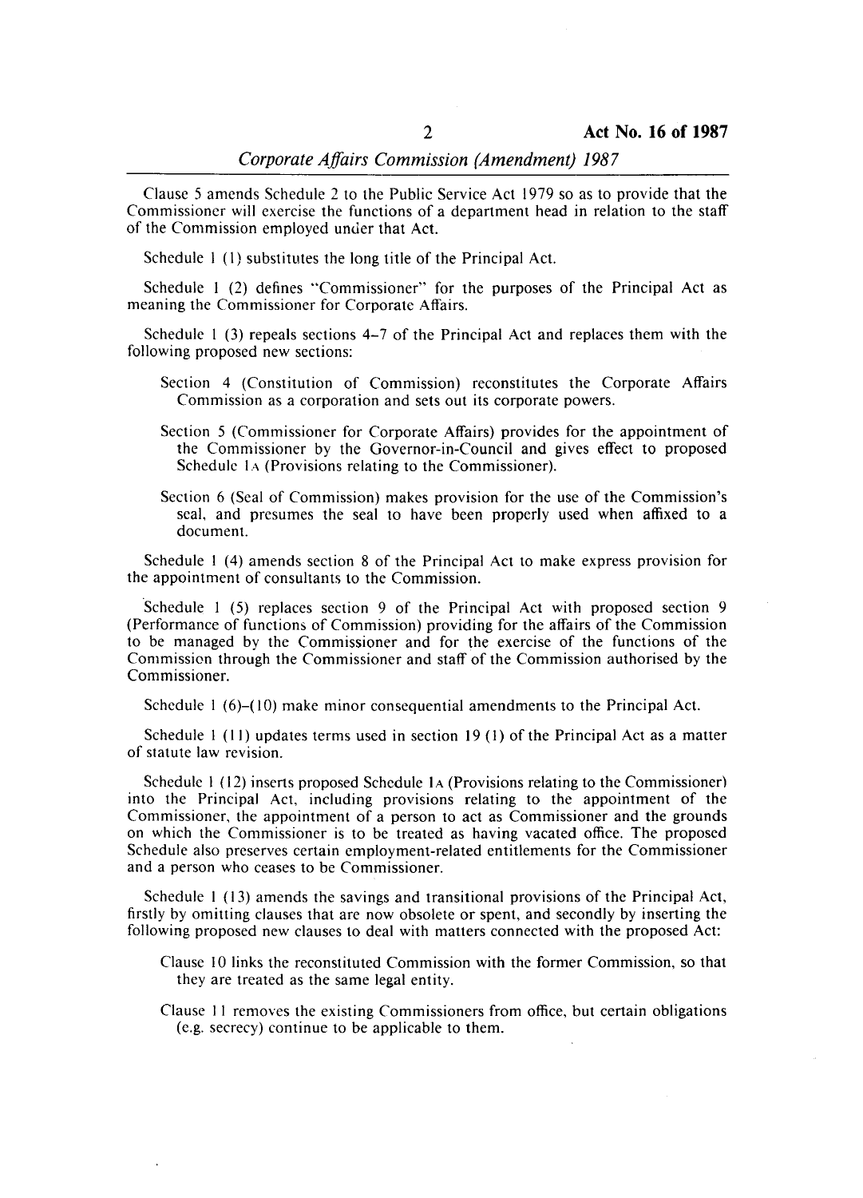Clause 5 amends Schedule 2 to the Public Service Act 1979 so as to provide that the Commissioner will exercise the functions of a department head in relation to the staff of the Commission employed under that Act.

Schedule 1 (1) substitutes the long title of the Principal Act.

Schedule 1 (2) defines "Commissioner" for the purposes of the Principal Act as meaning the Commissioner for Corporate Affairs.

Schedule 1 (3) repeals sections 4–7 of the Principal Act and replaces them with the following proposed new sections:

Section 4 (Constitution of Commission) reconstitutes the Corporate Affairs Commission as a corporation and sets out its corporate powers.

Section 5 (Commissioner for Corporate Affairs) provides for the appointment of the Commissioner by the Governor-in-Council and gives effect to proposed Schedule 1A (Provisions relating to the Commissioner).

Section 6 (Seal of Commission) makes provision for the use of the Commission's seal, and presumes the seal to have been properly used when affixed to a document.

Schedule 1 (4) amends section 8 of the Principal Act to make express provision for the appointment of consultants to the Commission.

Schedule 1 (5) replaces section 9 of the Principal Act with proposed section 9 (Performance of functions of Commission) providing for the affairs of the Commission to be managed by the Commissioner and for the exercise of the functions of the Commission through the Commissioner and staff of the Commission authorised by the Commissioner.

Schedule 1 (6)–(10) make minor consequential amendments to the Principal Act.

Schedule 1 (11) updates terms used in section 19 (1) of the Principal Act as a matter of statute law revision.

Schedule 1 (12) inserts proposed Schedule 1A (Provisions relating to the Commissioner) into the Principal Act, including provisions relating to the appointment of the Commissioner, the appointment of a person to act as Commissioner and the grounds on which the Commissioner is to be treated as having vacated office. The proposed Schedule also preserves certain employment-related entitlements for the Commissioner and a person who ceases to be Commissioner.

Schedule 1 (13) amends the savings and transitional provisions of the Principal Act, firstly by omitting clauses that are now obsolete or spent, and secondly by inserting the following proposed new clauses to deal with matters connected with the proposed Act:

Clause 10 links the reconstituted Commission with the former Commission, so that they are treated as the same legal entity.

Clause 11 removes the existing Commissioners from office, but certain obligations (e.g. secrecy) continue to be applicable to them.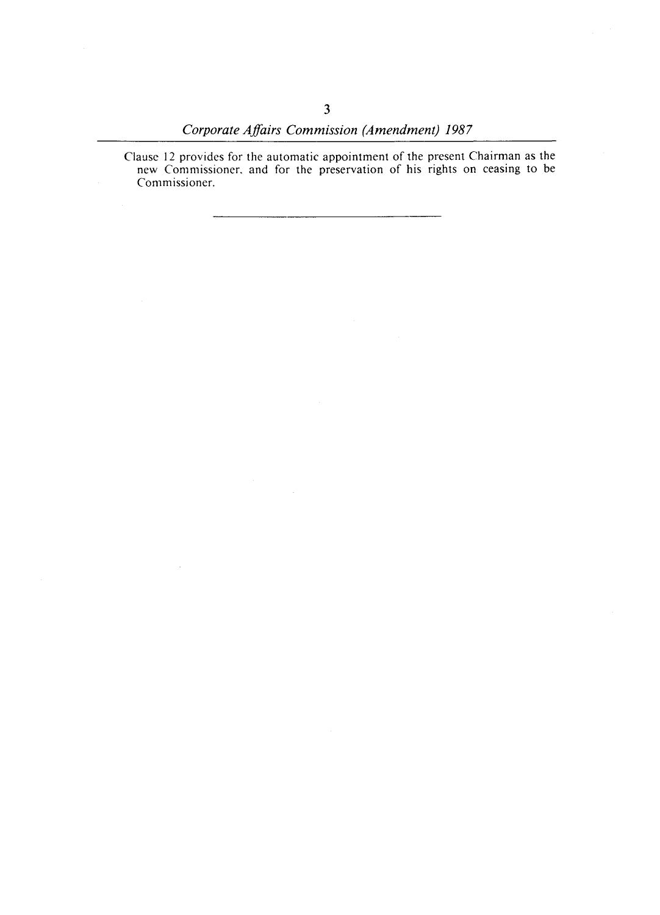Clause 12 provides for the automatic appointment of the present Chairman as the new Commissioner, and for the preservation of his rights on ceasing to be Commissioner.